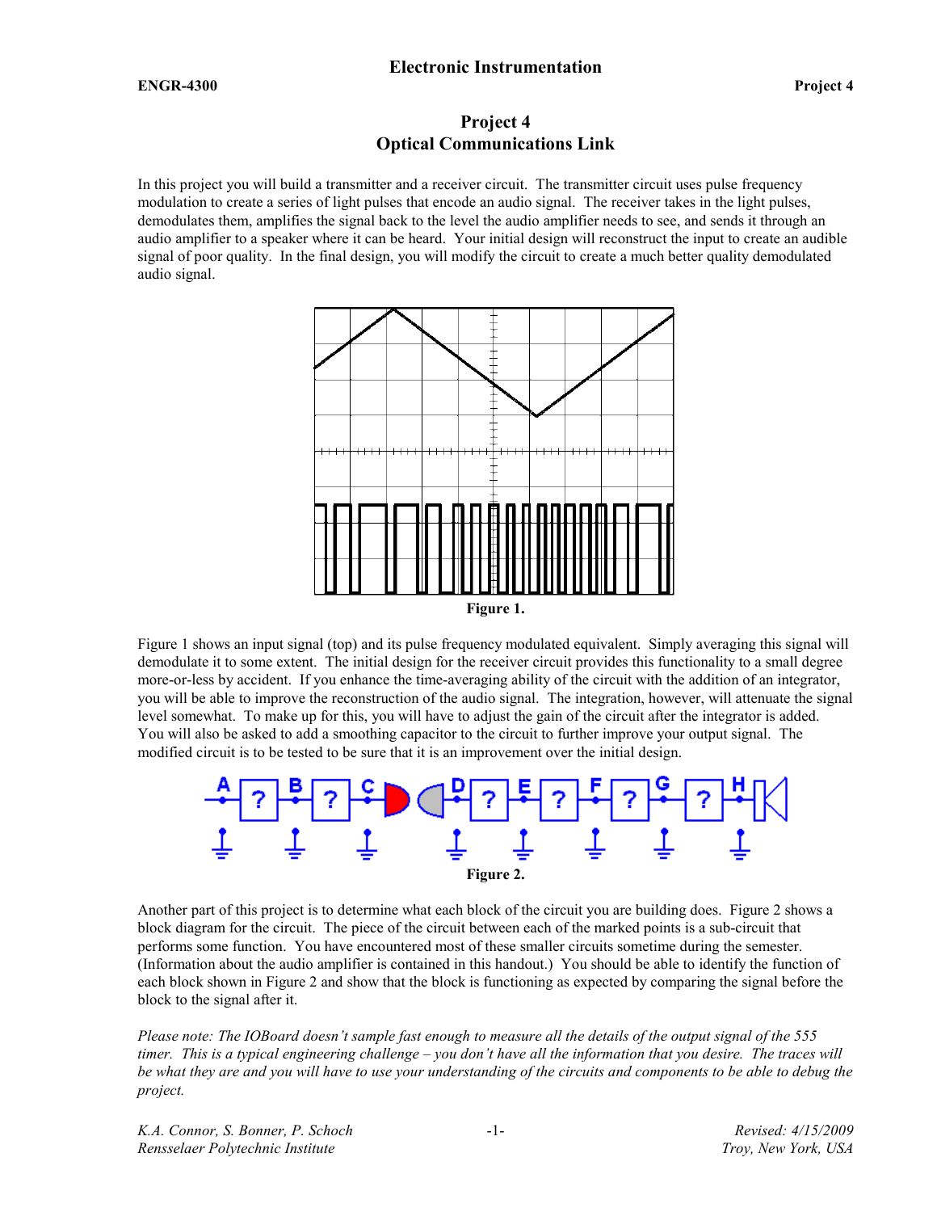# Electronic Instrumentation

**ENGR-4300** **Project 4**

## Project 4
## Optical Communications Link

In this project you will build a transmitter and a receiver circuit. The transmitter circuit uses pulse frequency modulation to create a series of light pulses that encode an audio signal. The receiver takes in the light pulses, demodulates them, amplifies the signal back to the level the audio amplifier needs to see, and sends it through an audio amplifier to a speaker where it can be heard. Your initial design will reconstruct the input to create an audible signal of poor quality. In the final design, you will modify the circuit to create a much better quality demodulated audio signal.

**Figure 1.**

Figure 1 shows an input signal (top) and its pulse frequency modulated equivalent. Simply averaging this signal will demodulate it to some extent. The initial design for the receiver circuit provides this functionality to a small degree more-or-less by accident. If you enhance the time-averaging ability of the circuit with the addition of an integrator, you will be able to improve the reconstruction of the audio signal. The integration, however, will attenuate the signal level somewhat. To make up for this, you will have to adjust the gain of the circuit after the integrator is added. You will also be asked to add a smoothing capacitor to the circuit to further improve your output signal. The modified circuit is to be tested to be sure that it is an improvement over the initial design.

**Figure 2.**

Another part of this project is to determine what each block of the circuit you are building does. Figure 2 shows a block diagram for the circuit. The piece of the circuit between each of the marked points is a sub-circuit that performs some function. You have encountered most of these smaller circuits sometime during the semester. (Information about the audio amplifier is contained in this handout.) You should be able to identify the function of each block shown in Figure 2 and show that the block is functioning as expected by comparing the signal before the block to the signal after it.

*Please note: The IOBoard doesn't sample fast enough to measure all the details of the output signal of the 555 timer. This is a typical engineering challenge – you don't have all the information that you desire. The traces will be what they are and you will have to use your understanding of the circuits and components to be able to debug the project.*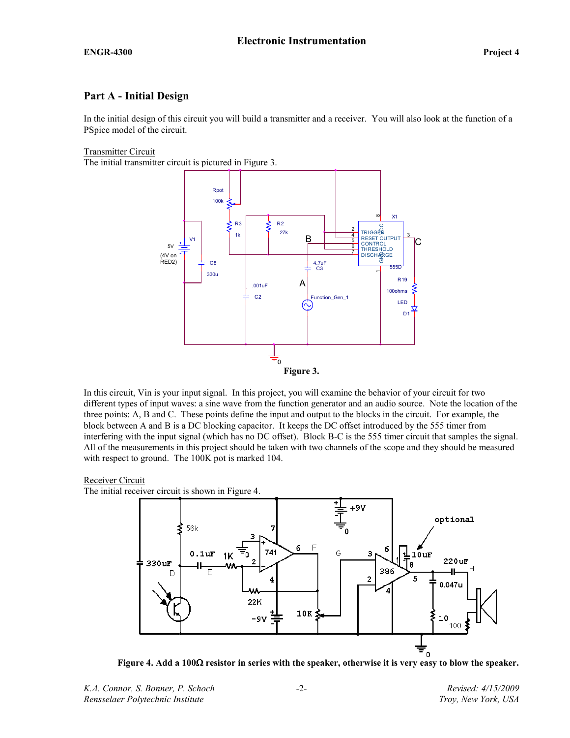## Part A - Initial Design

In the initial design of this circuit you will build a transmitter and a receiver. You will also look at the function of a PSpice model of the circuit.

Transmitter Circuit

The initial transmitter circuit is pictured in Figure 3.

**Figure 3.**

In this circuit, Vin is your input signal. In this project, you will examine the behavior of your circuit for two different types of input waves: a sine wave from the function generator and an audio source. Note the location of the three points: A, B and C. These points define the input and output to the blocks in the circuit. For example, the block between A and B is a DC blocking capacitor. It keeps the DC offset introduced by the 555 timer from interfering with the input signal (which has no DC offset). Block B-C is the 555 timer circuit that samples the signal. All of the measurements in this project should be taken with two channels of the scope and they should be measured with respect to ground. The 100K pot is marked 104.

Receiver Circuit

The initial receiver circuit is shown in Figure 4.

**Figure 4. Add a 100Ω resistor in series with the speaker, otherwise it is very easy to blow the speaker.**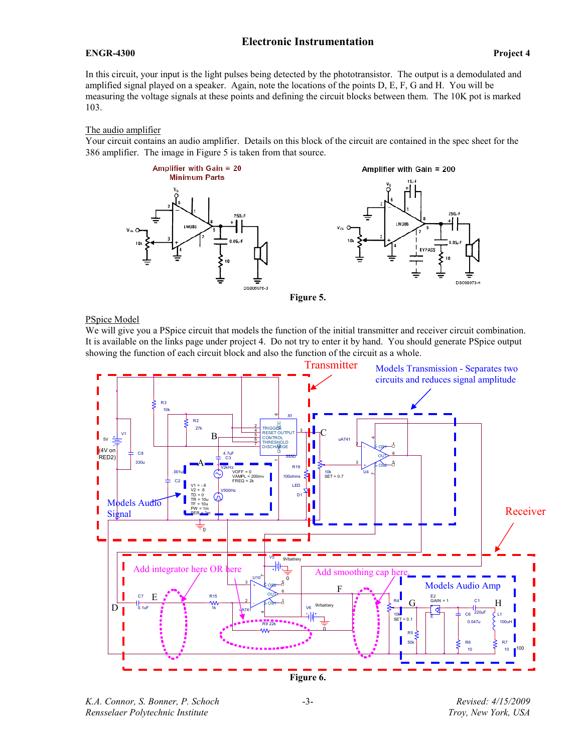In this circuit, your input is the light pulses being detected by the phototransistor. The output is a demodulated and amplified signal played on a speaker. Again, note the locations of the points D, E, F, G and H. You will be measuring the voltage signals at these points and defining the circuit blocks between them. The 10K pot is marked 103.

## The audio amplifier

Your circuit contains an audio amplifier. Details on this block of the circuit are contained in the spec sheet for the 386 amplifier. The image in Figure 5 is taken from that source.

Figure 5.

## PSpice Model

We will give you a PSpice circuit that models the function of the initial transmitter and receiver circuit combination. It is available on the links page under project 4. Do not try to enter it by hand. You should generate PSpice output showing the function of each circuit block and also the function of the circuit as a whole.

Figure 6.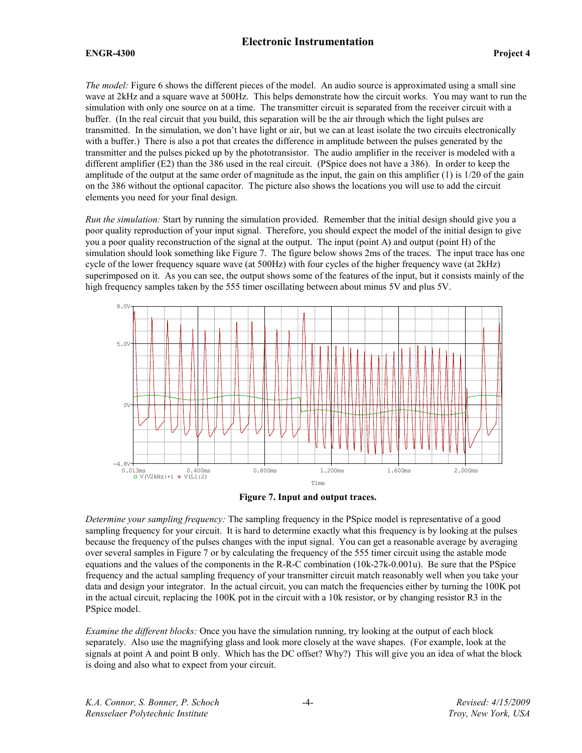*The model:* Figure 6 shows the different pieces of the model. An audio source is approximated using a small sine wave at 2kHz and a square wave at 500Hz. This helps demonstrate how the circuit works. You may want to run the simulation with only one source on at a time. The transmitter circuit is separated from the receiver circuit with a buffer. (In the real circuit that you build, this separation will be the air through which the light pulses are transmitted. In the simulation, we don't have light or air, but we can at least isolate the two circuits electronically with a buffer.) There is also a pot that creates the difference in amplitude between the pulses generated by the transmitter and the pulses picked up by the phototransistor. The audio amplifier in the receiver is modeled with a different amplifier (E2) than the 386 used in the real circuit. (PSpice does not have a 386). In order to keep the amplitude of the output at the same order of magnitude as the input, the gain on this amplifier (1) is 1/20 of the gain on the 386 without the optional capacitor. The picture also shows the locations you will use to add the circuit elements you need for your final design.

*Run the simulation:* Start by running the simulation provided. Remember that the initial design should give you a poor quality reproduction of your input signal. Therefore, you should expect the model of the initial design to give you a poor quality reconstruction of the signal at the output. The input (point A) and output (point H) of the simulation should look something like Figure 7. The figure below shows 2ms of the traces. The input trace has one cycle of the lower frequency square wave (at 500Hz) with four cycles of the higher frequency wave (at 2kHz) superimposed on it. As you can see, the output shows some of the features of the input, but it consists mainly of the high frequency samples taken by the 555 timer oscillating between about minus 5V and plus 5V.

**Figure 7. Input and output traces.**

*Determine your sampling frequency:* The sampling frequency in the PSpice model is representative of a good sampling frequency for your circuit. It is hard to determine exactly what this frequency is by looking at the pulses because the frequency of the pulses changes with the input signal. You can get a reasonable average by averaging over several samples in Figure 7 or by calculating the frequency of the 555 timer circuit using the astable mode equations and the values of the components in the R-R-C combination (10k-27k-0.001u). Be sure that the PSpice frequency and the actual sampling frequency of your transmitter circuit match reasonably well when you take your data and design your integrator. In the actual circuit, you can match the frequencies either by turning the 100K pot in the actual circuit, replacing the 100K pot in the circuit with a 10k resistor, or by changing resistor R3 in the PSpice model.

*Examine the different blocks:* Once you have the simulation running, try looking at the output of each block separately. Also use the magnifying glass and look more closely at the wave shapes. (For example, look at the signals at point A and point B only. Which has the DC offset? Why?) This will give you an idea of what the block is doing and also what to expect from your circuit.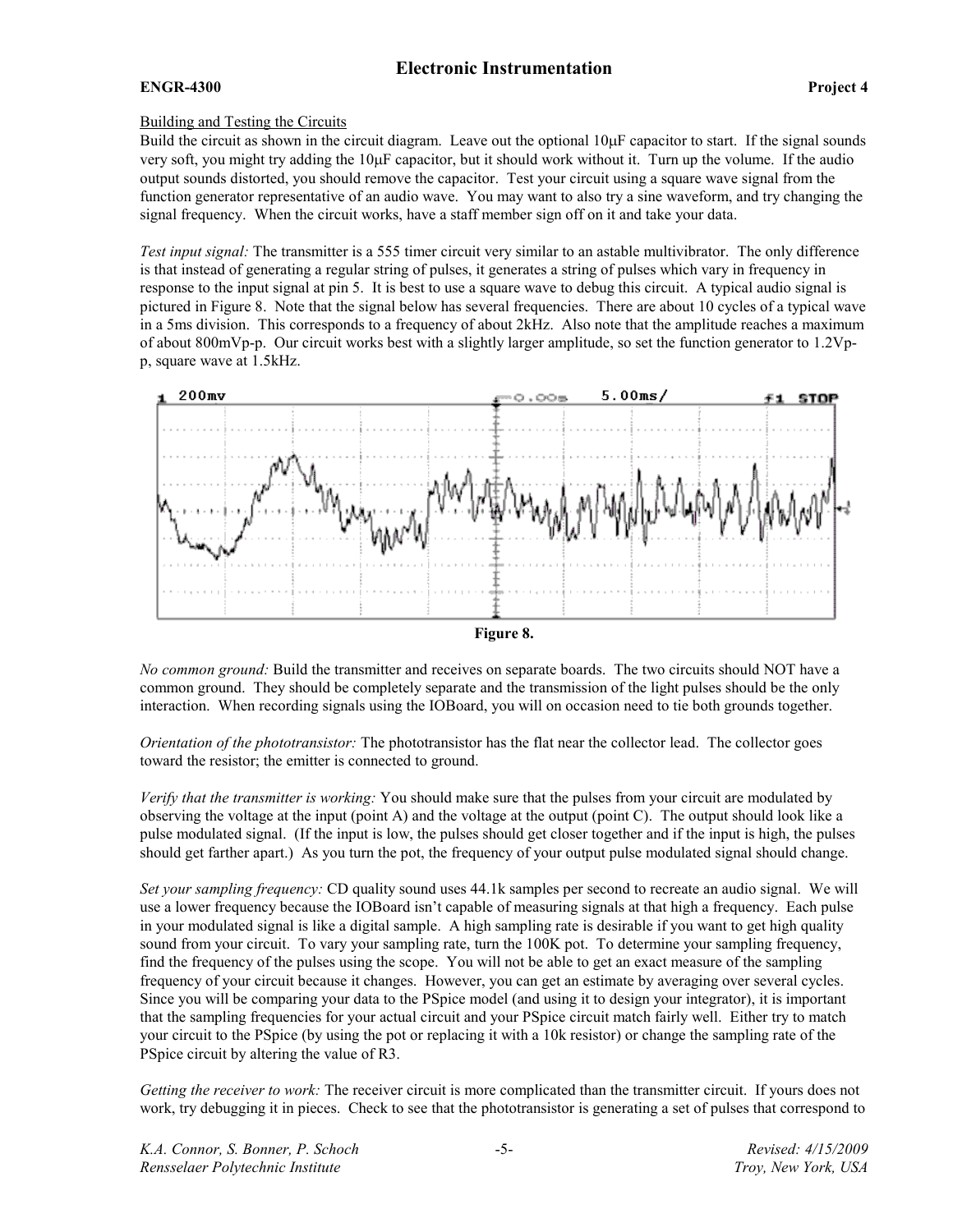## Building and Testing the Circuits

Build the circuit as shown in the circuit diagram. Leave out the optional 10μF capacitor to start. If the signal sounds very soft, you might try adding the 10μF capacitor, but it should work without it. Turn up the volume. If the audio output sounds distorted, you should remove the capacitor. Test your circuit using a square wave signal from the function generator representative of an audio wave. You may want to also try a sine waveform, and try changing the signal frequency. When the circuit works, have a staff member sign off on it and take your data.

*Test input signal:* The transmitter is a 555 timer circuit very similar to an astable multivibrator. The only difference is that instead of generating a regular string of pulses, it generates a string of pulses which vary in frequency in response to the input signal at pin 5. It is best to use a square wave to debug this circuit. A typical audio signal is pictured in Figure 8. Note that the signal below has several frequencies. There are about 10 cycles of a typical wave in a 5ms division. This corresponds to a frequency of about 2kHz. Also note that the amplitude reaches a maximum of about 800mVp-p. Our circuit works best with a slightly larger amplitude, so set the function generator to 1.2Vp-p, square wave at 1.5kHz.

**Figure 8.**

*No common ground:* Build the transmitter and receives on separate boards. The two circuits should NOT have a common ground. They should be completely separate and the transmission of the light pulses should be the only interaction. When recording signals using the IOBoard, you will on occasion need to tie both grounds together.

*Orientation of the phototransistor:* The phototransistor has the flat near the collector lead. The collector goes toward the resistor; the emitter is connected to ground.

*Verify that the transmitter is working:* You should make sure that the pulses from your circuit are modulated by observing the voltage at the input (point A) and the voltage at the output (point C). The output should look like a pulse modulated signal. (If the input is low, the pulses should get closer together and if the input is high, the pulses should get farther apart.) As you turn the pot, the frequency of your output pulse modulated signal should change.

*Set your sampling frequency:* CD quality sound uses 44.1k samples per second to recreate an audio signal. We will use a lower frequency because the IOBoard isn't capable of measuring signals at that high a frequency. Each pulse in your modulated signal is like a digital sample. A high sampling rate is desirable if you want to get high quality sound from your circuit. To vary your sampling rate, turn the 100K pot. To determine your sampling frequency, find the frequency of the pulses using the scope. You will not be able to get an exact measure of the sampling frequency of your circuit because it changes. However, you can get an estimate by averaging over several cycles. Since you will be comparing your data to the PSpice model (and using it to design your integrator), it is important that the sampling frequencies for your actual circuit and your PSpice circuit match fairly well. Either try to match your circuit to the PSpice (by using the pot or replacing it with a 10k resistor) or change the sampling rate of the PSpice circuit by altering the value of R3.

*Getting the receiver to work:* The receiver circuit is more complicated than the transmitter circuit. If yours does not work, try debugging it in pieces. Check to see that the phototransistor is generating a set of pulses that correspond to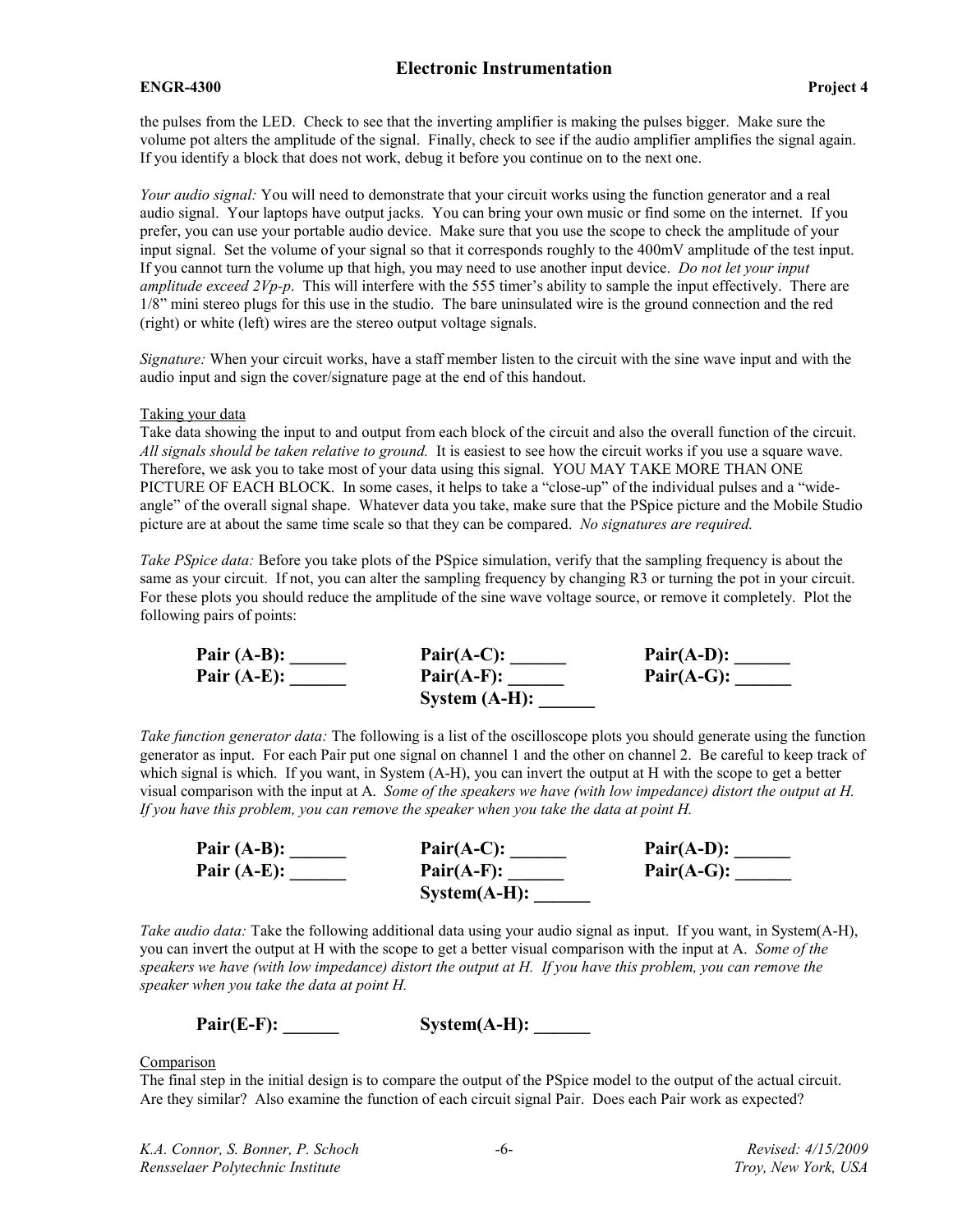the pulses from the LED. Check to see that the inverting amplifier is making the pulses bigger. Make sure the volume pot alters the amplitude of the signal. Finally, check to see if the audio amplifier amplifies the signal again. If you identify a block that does not work, debug it before you continue on to the next one.

*Your audio signal:* You will need to demonstrate that your circuit works using the function generator and a real audio signal. Your laptops have output jacks. You can bring your own music or find some on the internet. If you prefer, you can use your portable audio device. Make sure that you use the scope to check the amplitude of your input signal. Set the volume of your signal so that it corresponds roughly to the 400mV amplitude of the test input. If you cannot turn the volume up that high, you may need to use another input device. *Do not let your input amplitude exceed 2Vp-p*. This will interfere with the 555 timer's ability to sample the input effectively. There are 1/8" mini stereo plugs for this use in the studio. The bare uninsulated wire is the ground connection and the red (right) or white (left) wires are the stereo output voltage signals.

*Signature:* When your circuit works, have a staff member listen to the circuit with the sine wave input and with the audio input and sign the cover/signature page at the end of this handout.

Taking your data

Take data showing the input to and output from each block of the circuit and also the overall function of the circuit. *All signals should be taken relative to ground.* It is easiest to see how the circuit works if you use a square wave. Therefore, we ask you to take most of your data using this signal. YOU MAY TAKE MORE THAN ONE PICTURE OF EACH BLOCK. In some cases, it helps to take a "close-up" of the individual pulses and a "wide-angle" of the overall signal shape. Whatever data you take, make sure that the PSpice picture and the Mobile Studio picture are at about the same time scale so that they can be compared. *No signatures are required.*

*Take PSpice data:* Before you take plots of the PSpice simulation, verify that the sampling frequency is about the same as your circuit. If not, you can alter the sampling frequency by changing R3 or turning the pot in your circuit. For these plots you should reduce the amplitude of the sine wave voltage source, or remove it completely. Plot the following pairs of points:

**Pair (A-B): ______** **Pair(A-C): ______** **Pair(A-D): ______**
**Pair (A-E): ______** **Pair(A-F): ______** **Pair(A-G): ______**
**System (A-H): ______**

*Take function generator data:* The following is a list of the oscilloscope plots you should generate using the function generator as input. For each Pair put one signal on channel 1 and the other on channel 2. Be careful to keep track of which signal is which. If you want, in System (A-H), you can invert the output at H with the scope to get a better visual comparison with the input at A. *Some of the speakers we have (with low impedance) distort the output at H. If you have this problem, you can remove the speaker when you take the data at point H.*

**Pair (A-B): ______** **Pair(A-C): ______** **Pair(A-D): ______**
**Pair (A-E): ______** **Pair(A-F): ______** **Pair(A-G): ______**
**System(A-H): ______**

*Take audio data:* Take the following additional data using your audio signal as input. If you want, in System(A-H), you can invert the output at H with the scope to get a better visual comparison with the input at A. *Some of the speakers we have (with low impedance) distort the output at H. If you have this problem, you can remove the speaker when you take the data at point H.*

**Pair(E-F): ______** **System(A-H): ______**

Comparison

The final step in the initial design is to compare the output of the PSpice model to the output of the actual circuit. Are they similar? Also examine the function of each circuit signal Pair. Does each Pair work as expected?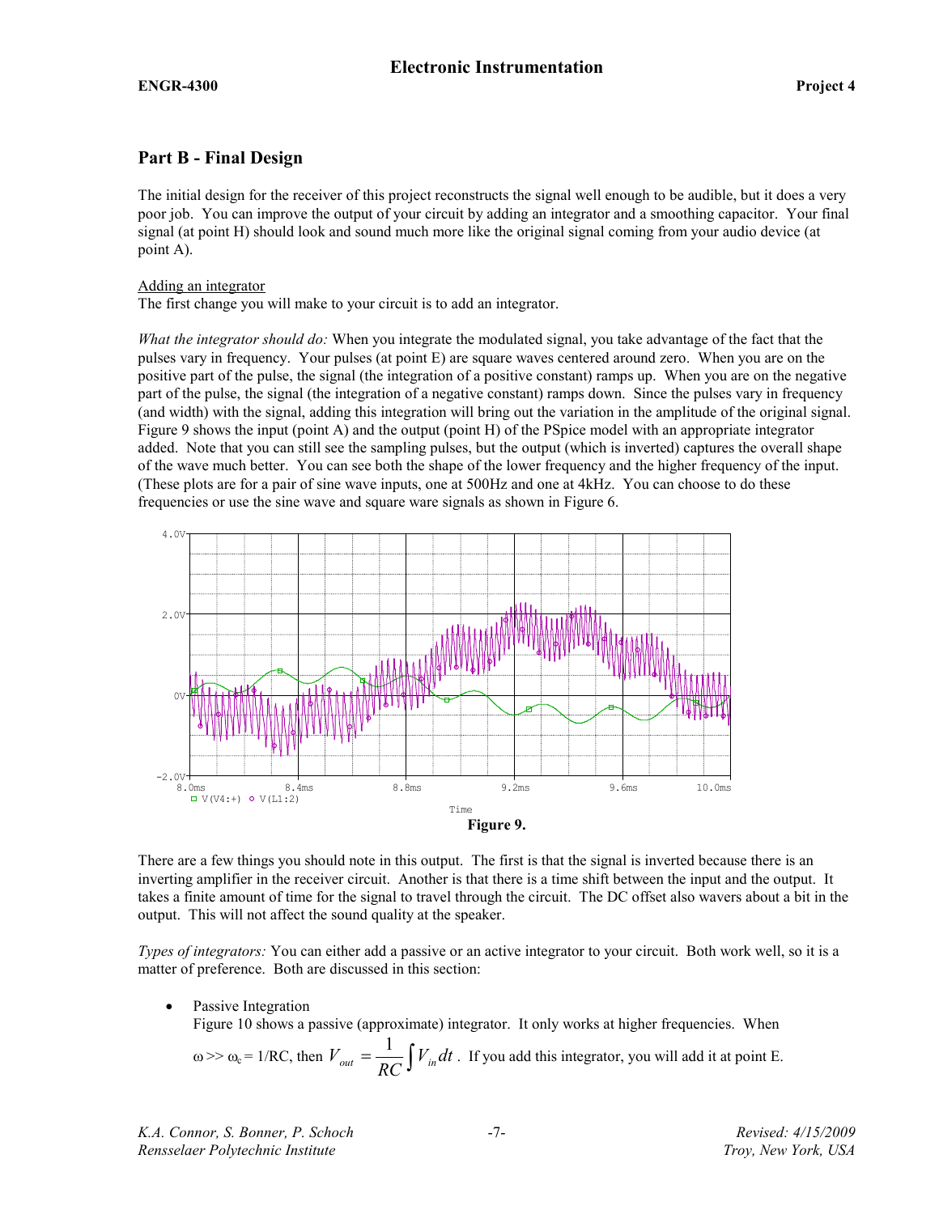## Part B - Final Design

The initial design for the receiver of this project reconstructs the signal well enough to be audible, but it does a very poor job. You can improve the output of your circuit by adding an integrator and a smoothing capacitor. Your final signal (at point H) should look and sound much more like the original signal coming from your audio device (at point A).

Adding an integrator

The first change you will make to your circuit is to add an integrator.

*What the integrator should do:* When you integrate the modulated signal, you take advantage of the fact that the pulses vary in frequency. Your pulses (at point E) are square waves centered around zero. When you are on the positive part of the pulse, the signal (the integration of a positive constant) ramps up. When you are on the negative part of the pulse, the signal (the integration of a negative constant) ramps down. Since the pulses vary in frequency (and width) with the signal, adding this integration will bring out the variation in the amplitude of the original signal. Figure 9 shows the input (point A) and the output (point H) of the PSpice model with an appropriate integrator added. Note that you can still see the sampling pulses, but the output (which is inverted) captures the overall shape of the wave much better. You can see both the shape of the lower frequency and the higher frequency of the input. (These plots are for a pair of sine wave inputs, one at 500Hz and one at 4kHz. You can choose to do these frequencies or use the sine wave and square ware signals as shown in Figure 6.

**Figure 9.**

There are a few things you should note in this output. The first is that the signal is inverted because there is an inverting amplifier in the receiver circuit. Another is that there is a time shift between the input and the output. It takes a finite amount of time for the signal to travel through the circuit. The DC offset also wavers about a bit in the output. This will not affect the sound quality at the speaker.

*Types of integrators:* You can either add a passive or an active integrator to your circuit. Both work well, so it is a matter of preference. Both are discussed in this section:

- Passive Integration
  Figure 10 shows a passive (approximate) integrator. It only works at higher frequencies. When $\omega \gg \omega_c = 1/RC$, then $V_{out} = \frac{1}{RC}\int V_{in}\,dt$. If you add this integrator, you will add it at point E.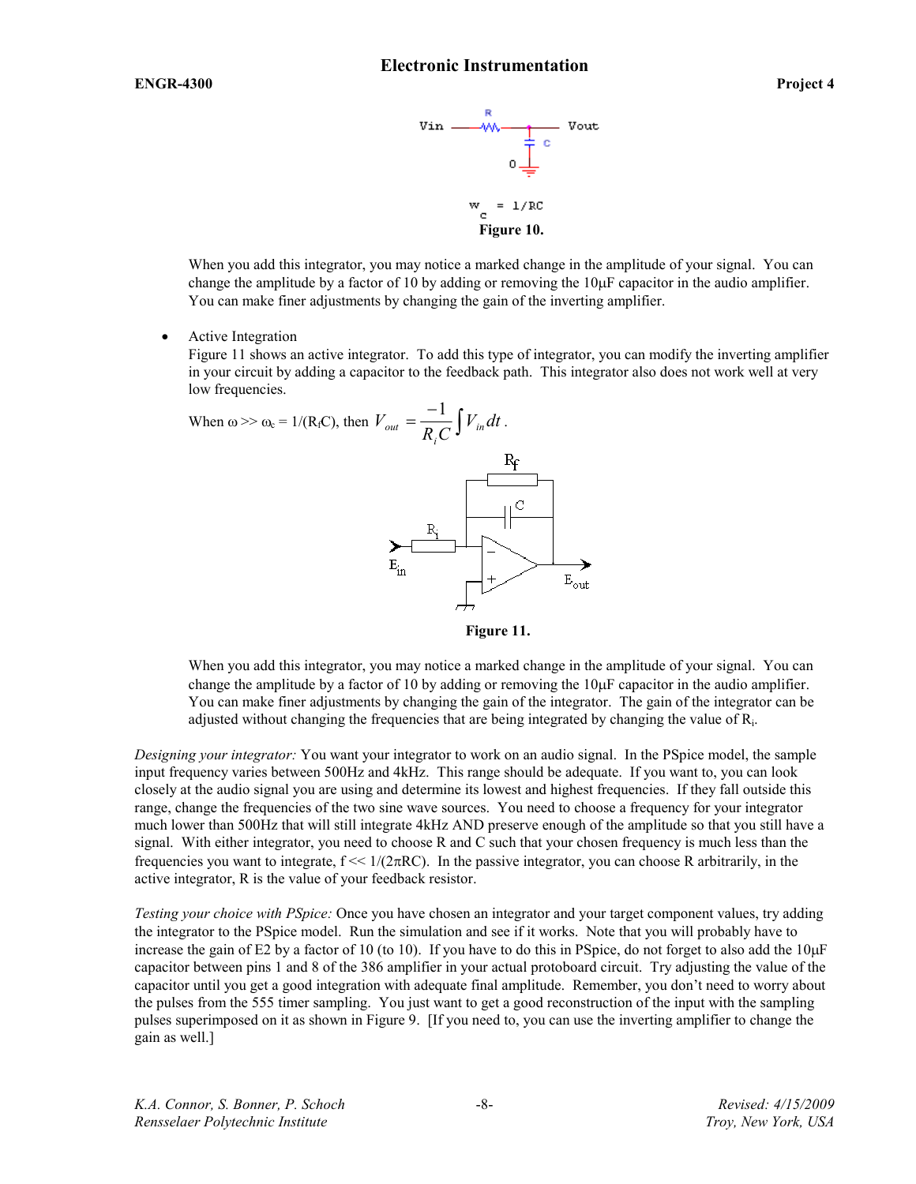Figure 10.

When you add this integrator, you may notice a marked change in the amplitude of your signal. You can change the amplitude by a factor of 10 by adding or removing the 10μF capacitor in the audio amplifier. You can make finer adjustments by changing the gain of the inverting amplifier.

- Active Integration
  Figure 11 shows an active integrator. To add this type of integrator, you can modify the inverting amplifier in your circuit by adding a capacitor to the feedback path. This integrator also does not work well at very low frequencies.

  When $\omega \gg \omega_c = 1/(R_f C)$, then $V_{out} = \dfrac{-1}{R_i C}\int V_{in}\,dt$.

  Figure 11.

  When you add this integrator, you may notice a marked change in the amplitude of your signal. You can change the amplitude by a factor of 10 by adding or removing the 10μF capacitor in the audio amplifier. You can make finer adjustments by changing the gain of the integrator. The gain of the integrator can be adjusted without changing the frequencies that are being integrated by changing the value of $R_i$.

*Designing your integrator:* You want your integrator to work on an audio signal. In the PSpice model, the sample input frequency varies between 500Hz and 4kHz. This range should be adequate. If you want to, you can look closely at the audio signal you are using and determine its lowest and highest frequencies. If they fall outside this range, change the frequencies of the two sine wave sources. You need to choose a frequency for your integrator much lower than 500Hz that will still integrate 4kHz AND preserve enough of the amplitude so that you still have a signal. With either integrator, you need to choose R and C such that your chosen frequency is much less than the frequencies you want to integrate, $f \ll 1/(2\pi RC)$. In the passive integrator, you can choose R arbitrarily, in the active integrator, R is the value of your feedback resistor.

*Testing your choice with PSpice:* Once you have chosen an integrator and your target component values, try adding the integrator to the PSpice model. Run the simulation and see if it works. Note that you will probably have to increase the gain of E2 by a factor of 10 (to 10). If you have to do this in PSpice, do not forget to also add the 10μF capacitor between pins 1 and 8 of the 386 amplifier in your actual protoboard circuit. Try adjusting the value of the capacitor until you get a good integration with adequate final amplitude. Remember, you don't need to worry about the pulses from the 555 timer sampling. You just want to get a good reconstruction of the input with the sampling pulses superimposed on it as shown in Figure 9. [If you need to, you can use the inverting amplifier to change the gain as well.]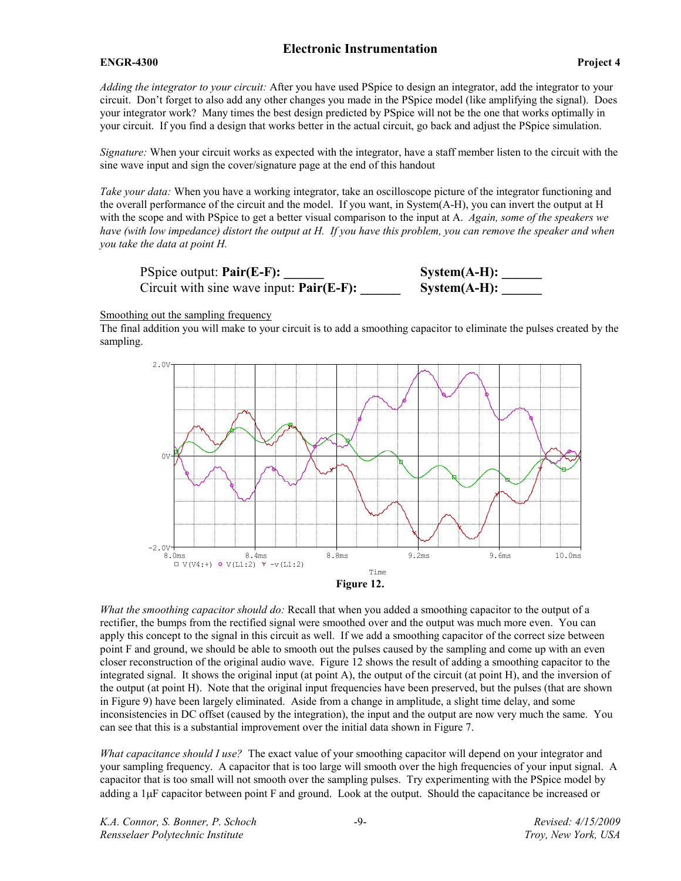*Adding the integrator to your circuit:* After you have used PSpice to design an integrator, add the integrator to your circuit. Don't forget to also add any other changes you made in the PSpice model (like amplifying the signal). Does your integrator work? Many times the best design predicted by PSpice will not be the one that works optimally in your circuit. If you find a design that works better in the actual circuit, go back and adjust the PSpice simulation.

*Signature:* When your circuit works as expected with the integrator, have a staff member listen to the circuit with the sine wave input and sign the cover/signature page at the end of this handout

*Take your data:* When you have a working integrator, take an oscilloscope picture of the integrator functioning and the overall performance of the circuit and the model. If you want, in System(A-H), you can invert the output at H with the scope and with PSpice to get a better visual comparison to the input at A. *Again, some of the speakers we have (with low impedance) distort the output at H. If you have this problem, you can remove the speaker and when you take the data at point H.*

| | |
|---|---|
| PSpice output: **Pair(E-F): ______** | **System(A-H): ______** |
| Circuit with sine wave input: **Pair(E-F): ______** | **System(A-H): ______** |

Smoothing out the sampling frequency

The final addition you will make to your circuit is to add a smoothing capacitor to eliminate the pulses created by the sampling.

**Figure 12.**

*What the smoothing capacitor should do:* Recall that when you added a smoothing capacitor to the output of a rectifier, the bumps from the rectified signal were smoothed over and the output was much more even. You can apply this concept to the signal in this circuit as well. If we add a smoothing capacitor of the correct size between point F and ground, we should be able to smooth out the pulses caused by the sampling and come up with an even closer reconstruction of the original audio wave. Figure 12 shows the result of adding a smoothing capacitor to the integrated signal. It shows the original input (at point A), the output of the circuit (at point H), and the inversion of the output (at point H). Note that the original input frequencies have been preserved, but the pulses (that are shown in Figure 9) have been largely eliminated. Aside from a change in amplitude, a slight time delay, and some inconsistencies in DC offset (caused by the integration), the input and the output are now very much the same. You can see that this is a substantial improvement over the initial data shown in Figure 7.

*What capacitance should I use?* The exact value of your smoothing capacitor will depend on your integrator and your sampling frequency. A capacitor that is too large will smooth over the high frequencies of your input signal. A capacitor that is too small will not smooth over the sampling pulses. Try experimenting with the PSpice model by adding a 1μF capacitor between point F and ground. Look at the output. Should the capacitance be increased or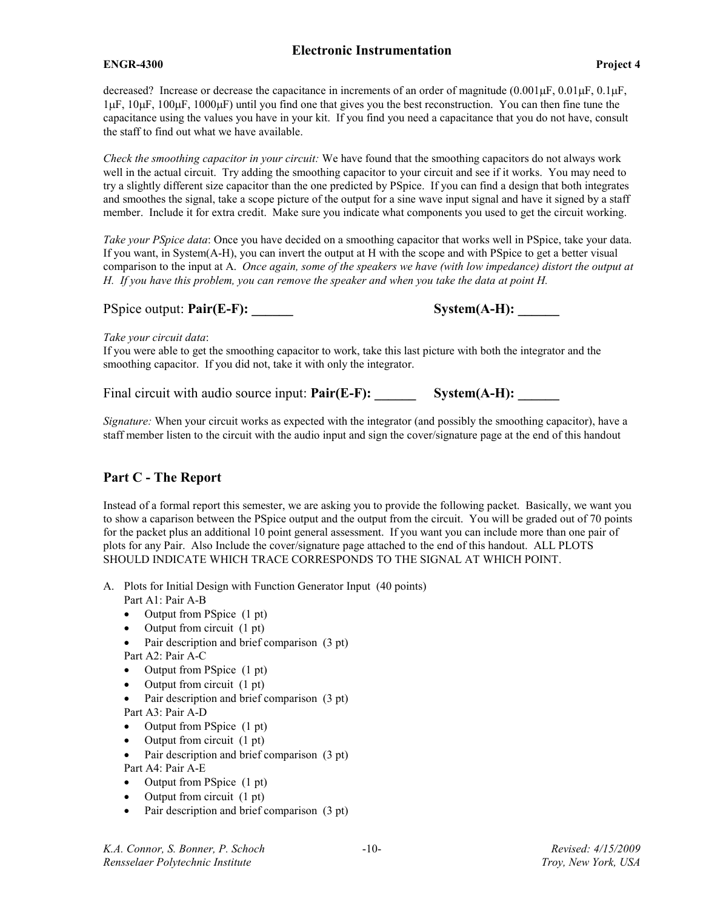decreased? Increase or decrease the capacitance in increments of an order of magnitude (0.001μF, 0.01μF, 0.1μF, 1μF, 10μF, 100μF, 1000μF) until you find one that gives you the best reconstruction. You can then fine tune the capacitance using the values you have in your kit. If you find you need a capacitance that you do not have, consult the staff to find out what we have available.

*Check the smoothing capacitor in your circuit:* We have found that the smoothing capacitors do not always work well in the actual circuit. Try adding the smoothing capacitor to your circuit and see if it works. You may need to try a slightly different size capacitor than the one predicted by PSpice. If you can find a design that both integrates and smoothes the signal, take a scope picture of the output for a sine wave input signal and have it signed by a staff member. Include it for extra credit. Make sure you indicate what components you used to get the circuit working.

*Take your PSpice data*: Once you have decided on a smoothing capacitor that works well in PSpice, take your data. If you want, in System(A-H), you can invert the output at H with the scope and with PSpice to get a better visual comparison to the input at A. *Once again, some of the speakers we have (with low impedance) distort the output at H. If you have this problem, you can remove the speaker and when you take the data at point H.*

PSpice output: **Pair(E-F): ______** **System(A-H): ______**

*Take your circuit data*:
If you were able to get the smoothing capacitor to work, take this last picture with both the integrator and the smoothing capacitor. If you did not, take it with only the integrator.

Final circuit with audio source input: **Pair(E-F): ______** **System(A-H): ______**

*Signature:* When your circuit works as expected with the integrator (and possibly the smoothing capacitor), have a staff member listen to the circuit with the audio input and sign the cover/signature page at the end of this handout

## Part C - The Report

Instead of a formal report this semester, we are asking you to provide the following packet. Basically, we want you to show a caparison between the PSpice output and the output from the circuit. You will be graded out of 70 points for the packet plus an additional 10 point general assessment. If you want you can include more than one pair of plots for any Pair. Also Include the cover/signature page attached to the end of this handout. ALL PLOTS SHOULD INDICATE WHICH TRACE CORRESPONDS TO THE SIGNAL AT WHICH POINT.

A. Plots for Initial Design with Function Generator Input (40 points)
   Part A1: Pair A-B
   - Output from PSpice (1 pt)
   - Output from circuit (1 pt)
   - Pair description and brief comparison (3 pt)

   Part A2: Pair A-C
   - Output from PSpice (1 pt)
   - Output from circuit (1 pt)
   - Pair description and brief comparison (3 pt)

   Part A3: Pair A-D
   - Output from PSpice (1 pt)
   - Output from circuit (1 pt)
   - Pair description and brief comparison (3 pt)

   Part A4: Pair A-E
   - Output from PSpice (1 pt)
   - Output from circuit (1 pt)
   - Pair description and brief comparison (3 pt)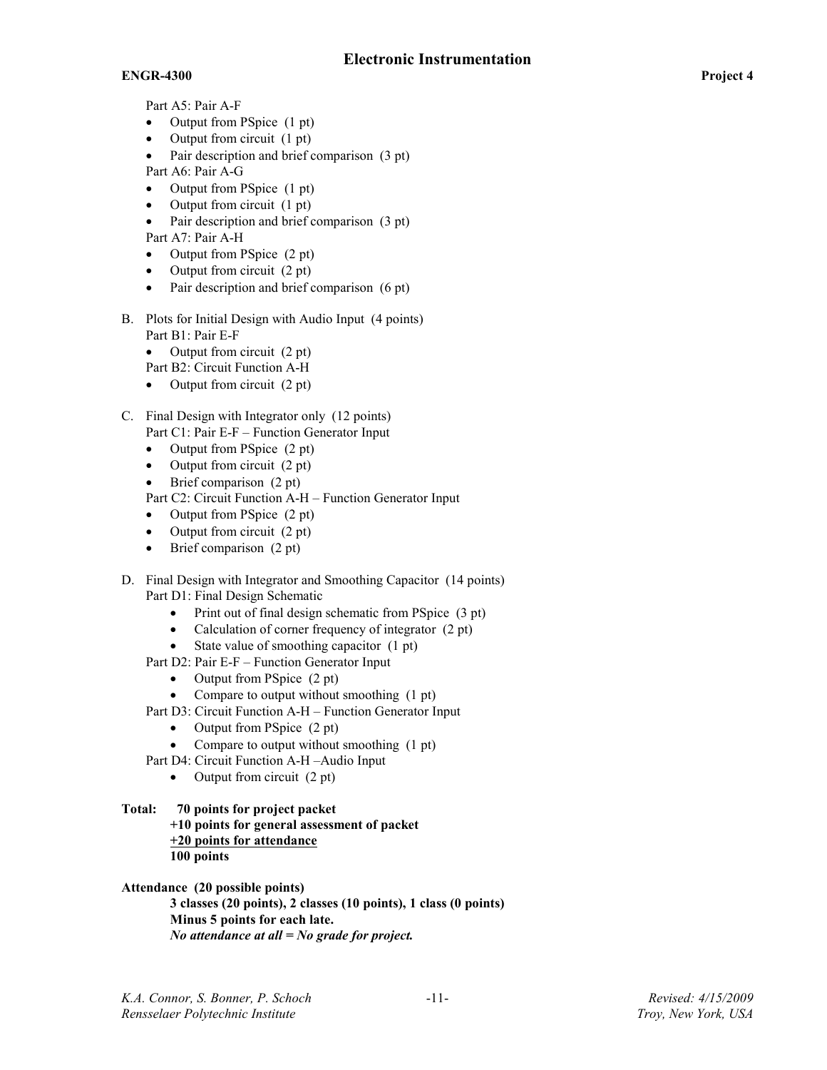Part A5: Pair A-F

- Output from PSpice (1 pt)
- Output from circuit (1 pt)
- Pair description and brief comparison (3 pt)

Part A6: Pair A-G

- Output from PSpice (1 pt)
- Output from circuit (1 pt)
- Pair description and brief comparison (3 pt)

Part A7: Pair A-H

- Output from PSpice (2 pt)
- Output from circuit (2 pt)
- Pair description and brief comparison (6 pt)

B. Plots for Initial Design with Audio Input (4 points)

Part B1: Pair E-F

- Output from circuit (2 pt)

Part B2: Circuit Function A-H

- Output from circuit (2 pt)

C. Final Design with Integrator only (12 points)

Part C1: Pair E-F – Function Generator Input

- Output from PSpice (2 pt)
- Output from circuit (2 pt)
- Brief comparison (2 pt)

Part C2: Circuit Function A-H – Function Generator Input

- Output from PSpice (2 pt)
- Output from circuit (2 pt)
- Brief comparison (2 pt)

D. Final Design with Integrator and Smoothing Capacitor (14 points)

Part D1: Final Design Schematic

- Print out of final design schematic from PSpice (3 pt)
- Calculation of corner frequency of integrator (2 pt)
- State value of smoothing capacitor (1 pt)

Part D2: Pair E-F – Function Generator Input

- Output from PSpice (2 pt)
- Compare to output without smoothing (1 pt)

Part D3: Circuit Function A-H – Function Generator Input

- Output from PSpice (2 pt)
- Compare to output without smoothing (1 pt)

Part D4: Circuit Function A-H –Audio Input

- Output from circuit (2 pt)

**Total: 70 points for project packet**
**+10 points for general assessment of packet**
**+20 points for attendance**
**100 points**

**Attendance (20 possible points)**

**3 classes (20 points), 2 classes (10 points), 1 class (0 points)**
**Minus 5 points for each late.**
***No attendance at all = No grade for project.***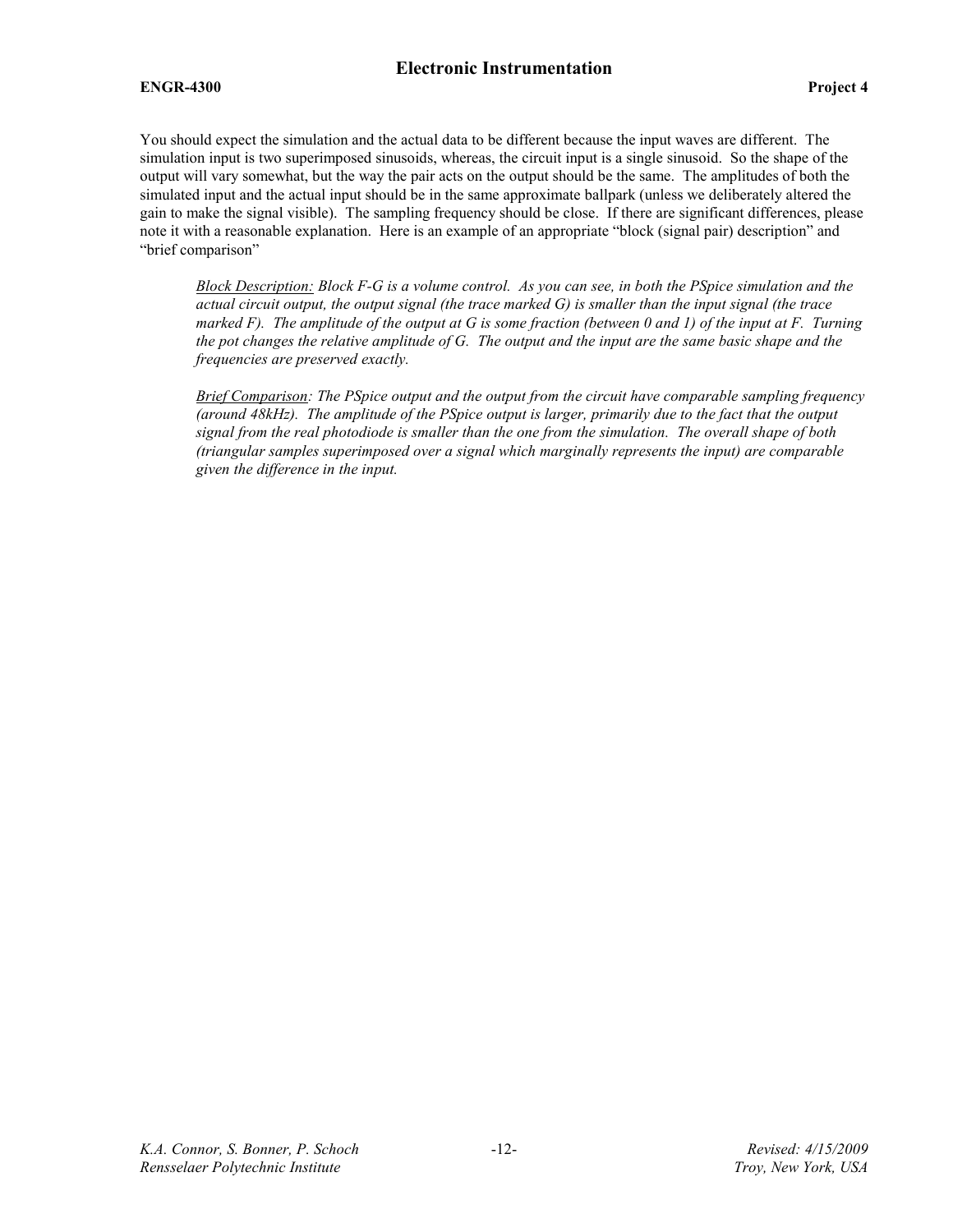You should expect the simulation and the actual data to be different because the input waves are different. The simulation input is two superimposed sinusoids, whereas, the circuit input is a single sinusoid. So the shape of the output will vary somewhat, but the way the pair acts on the output should be the same. The amplitudes of both the simulated input and the actual input should be in the same approximate ballpark (unless we deliberately altered the gain to make the signal visible). The sampling frequency should be close. If there are significant differences, please note it with a reasonable explanation. Here is an example of an appropriate "block (signal pair) description" and "brief comparison"

> <u>Block Description:</u> *Block F-G is a volume control. As you can see, in both the PSpice simulation and the actual circuit output, the output signal (the trace marked G) is smaller than the input signal (the trace marked F). The amplitude of the output at G is some fraction (between 0 and 1) of the input at F. Turning the pot changes the relative amplitude of G. The output and the input are the same basic shape and the frequencies are preserved exactly.*
>
> <u>Brief Comparison</u>*: The PSpice output and the output from the circuit have comparable sampling frequency (around 48kHz). The amplitude of the PSpice output is larger, primarily due to the fact that the output signal from the real photodiode is smaller than the one from the simulation. The overall shape of both (triangular samples superimposed over a signal which marginally represents the input) are comparable given the difference in the input.*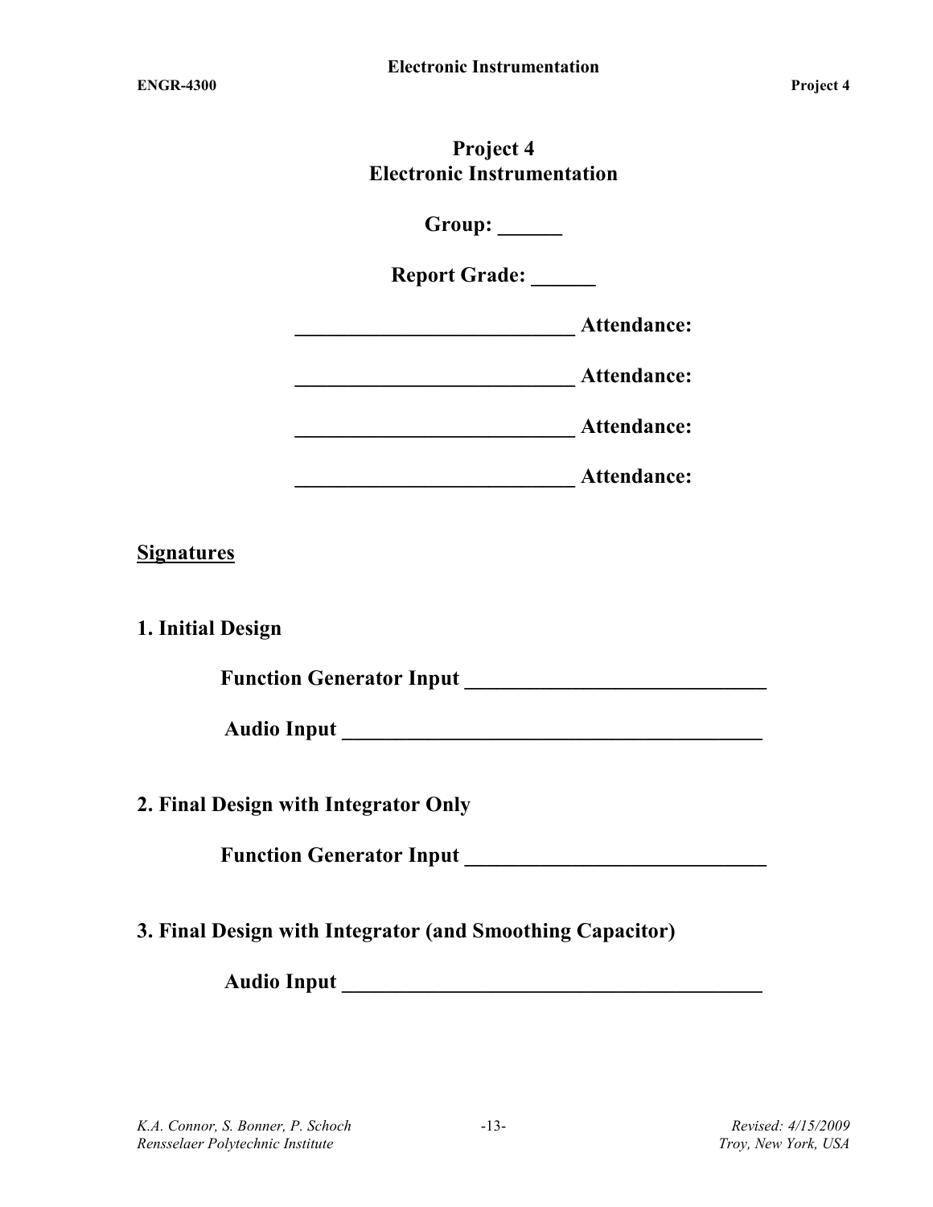# Project 4
## Electronic Instrumentation

**Group: ______**

**Report Grade: ______**

**__________________________ Attendance:**

**__________________________ Attendance:**

**__________________________ Attendance:**

**__________________________ Attendance:**

## Signatures

### 1. Initial Design

**Function Generator Input ____________________________**

**Audio Input ________________________________________**

### 2. Final Design with Integrator Only

**Function Generator Input ____________________________**

### 3. Final Design with Integrator (and Smoothing Capacitor)

**Audio Input ________________________________________**